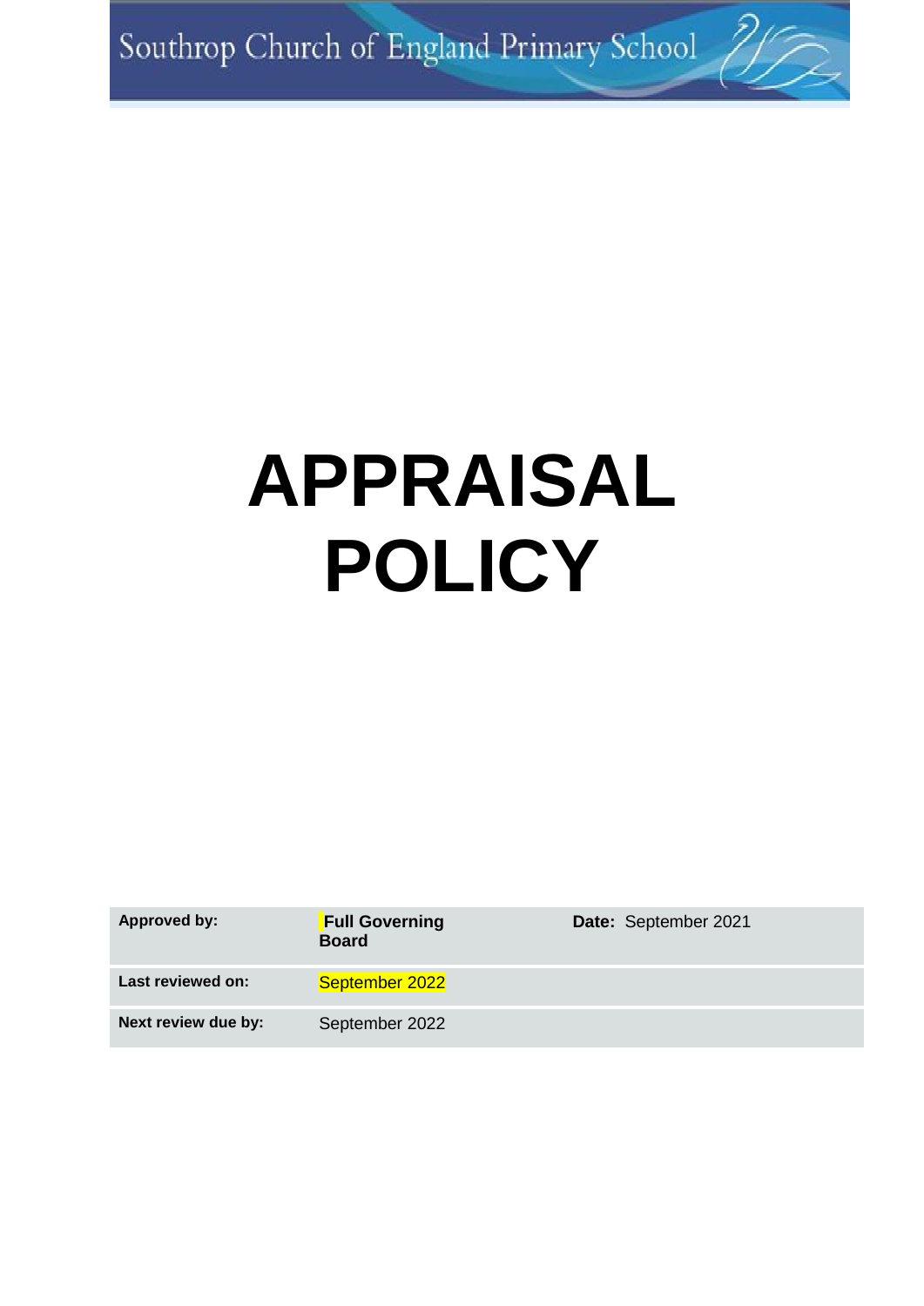Southrop Church of England Primary School

# APPRAISAL POLICY

| **Approved by:** | **Full Governing Board** | **Date:** September 2021 |
| --- | --- | --- |
| **Last reviewed on:** | September 2022 | |
| **Next review due by:** | September 2022 | |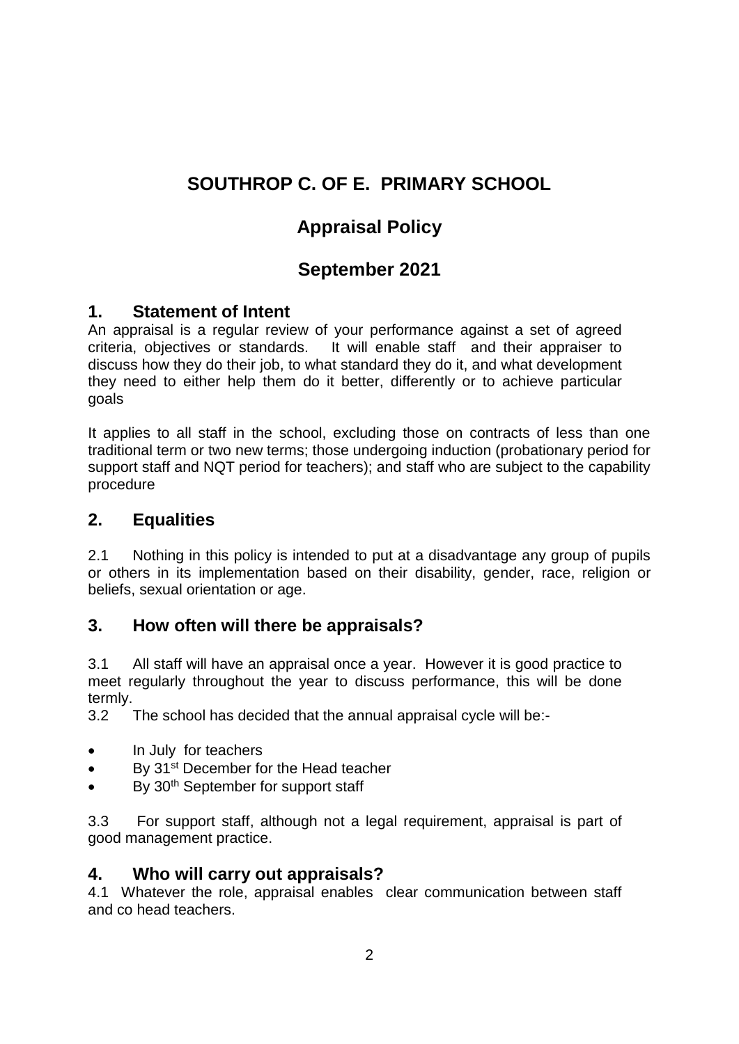# SOUTHROP C. OF E. PRIMARY SCHOOL

## Appraisal Policy

## September 2021

## 1. Statement of Intent

An appraisal is a regular review of your performance against a set of agreed criteria, objectives or standards. It will enable staff and their appraiser to discuss how they do their job, to what standard they do it, and what development they need to either help them do it better, differently or to achieve particular goals

It applies to all staff in the school, excluding those on contracts of less than one traditional term or two new terms; those undergoing induction (probationary period for support staff and NQT period for teachers); and staff who are subject to the capability procedure

## 2. Equalities

2.1 Nothing in this policy is intended to put at a disadvantage any group of pupils or others in its implementation based on their disability, gender, race, religion or beliefs, sexual orientation or age.

## 3. How often will there be appraisals?

3.1 All staff will have an appraisal once a year. However it is good practice to meet regularly throughout the year to discuss performance, this will be done termly.

3.2 The school has decided that the annual appraisal cycle will be:-

- In July for teachers
- By 31st December for the Head teacher
- By 30th September for support staff

3.3 For support staff, although not a legal requirement, appraisal is part of good management practice.

## 4. Who will carry out appraisals?

4.1 Whatever the role, appraisal enables clear communication between staff and co head teachers.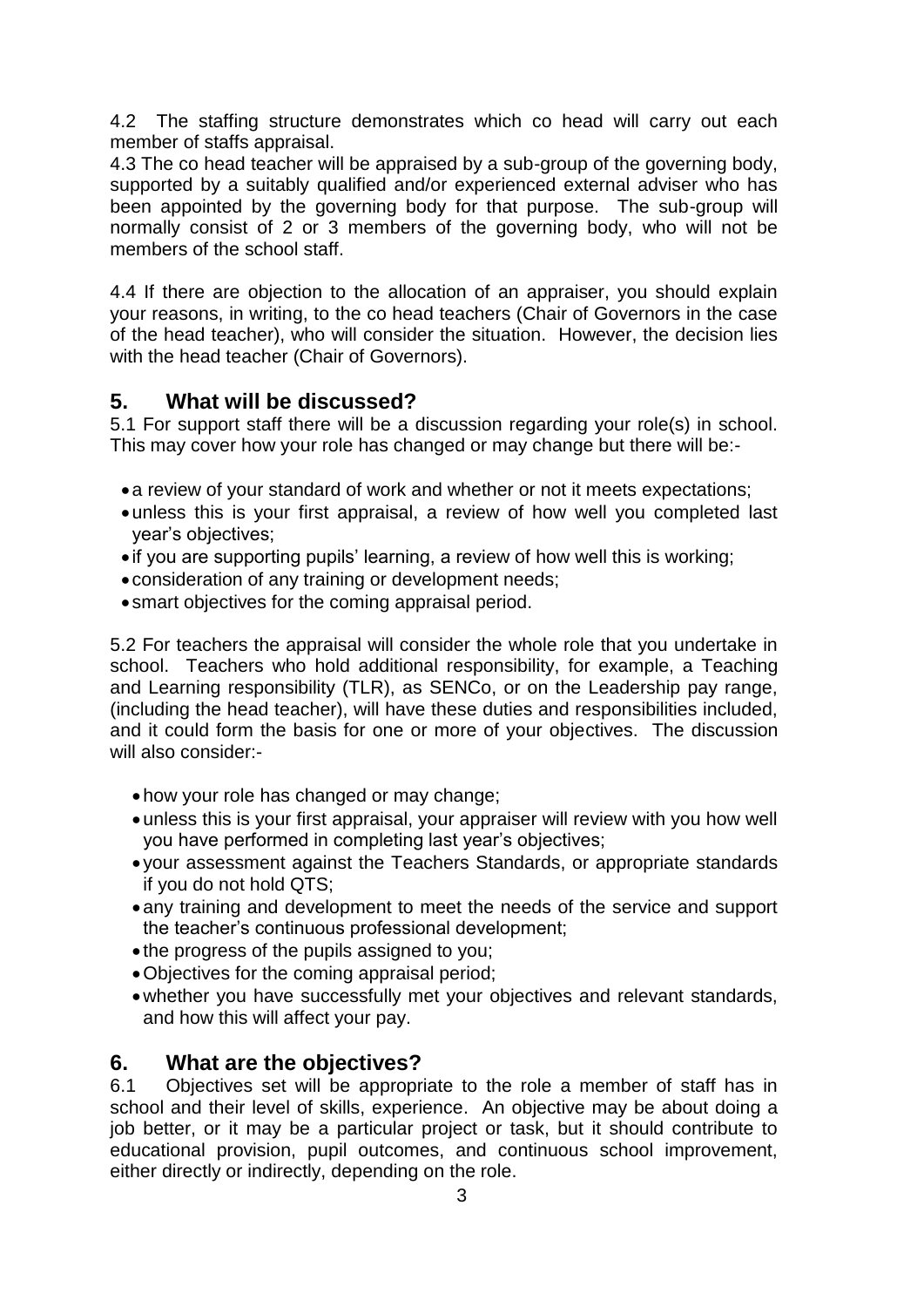4.2 The staffing structure demonstrates which co head will carry out each member of staffs appraisal.

4.3 The co head teacher will be appraised by a sub-group of the governing body, supported by a suitably qualified and/or experienced external adviser who has been appointed by the governing body for that purpose. The sub-group will normally consist of 2 or 3 members of the governing body, who will not be members of the school staff.

4.4 If there are objection to the allocation of an appraiser, you should explain your reasons, in writing, to the co head teachers (Chair of Governors in the case of the head teacher), who will consider the situation. However, the decision lies with the head teacher (Chair of Governors).

## 5. What will be discussed?

5.1 For support staff there will be a discussion regarding your role(s) in school. This may cover how your role has changed or may change but there will be:-

- a review of your standard of work and whether or not it meets expectations;
- unless this is your first appraisal, a review of how well you completed last year's objectives;
- if you are supporting pupils' learning, a review of how well this is working;
- consideration of any training or development needs;
- smart objectives for the coming appraisal period.

5.2 For teachers the appraisal will consider the whole role that you undertake in school. Teachers who hold additional responsibility, for example, a Teaching and Learning responsibility (TLR), as SENCo, or on the Leadership pay range, (including the head teacher), will have these duties and responsibilities included, and it could form the basis for one or more of your objectives. The discussion will also consider:-

- how your role has changed or may change;
- unless this is your first appraisal, your appraiser will review with you how well you have performed in completing last year's objectives;
- your assessment against the Teachers Standards, or appropriate standards if you do not hold QTS;
- any training and development to meet the needs of the service and support the teacher's continuous professional development;
- the progress of the pupils assigned to you;
- Objectives for the coming appraisal period;
- whether you have successfully met your objectives and relevant standards, and how this will affect your pay.

## 6. What are the objectives?

6.1 Objectives set will be appropriate to the role a member of staff has in school and their level of skills, experience. An objective may be about doing a job better, or it may be a particular project or task, but it should contribute to educational provision, pupil outcomes, and continuous school improvement, either directly or indirectly, depending on the role.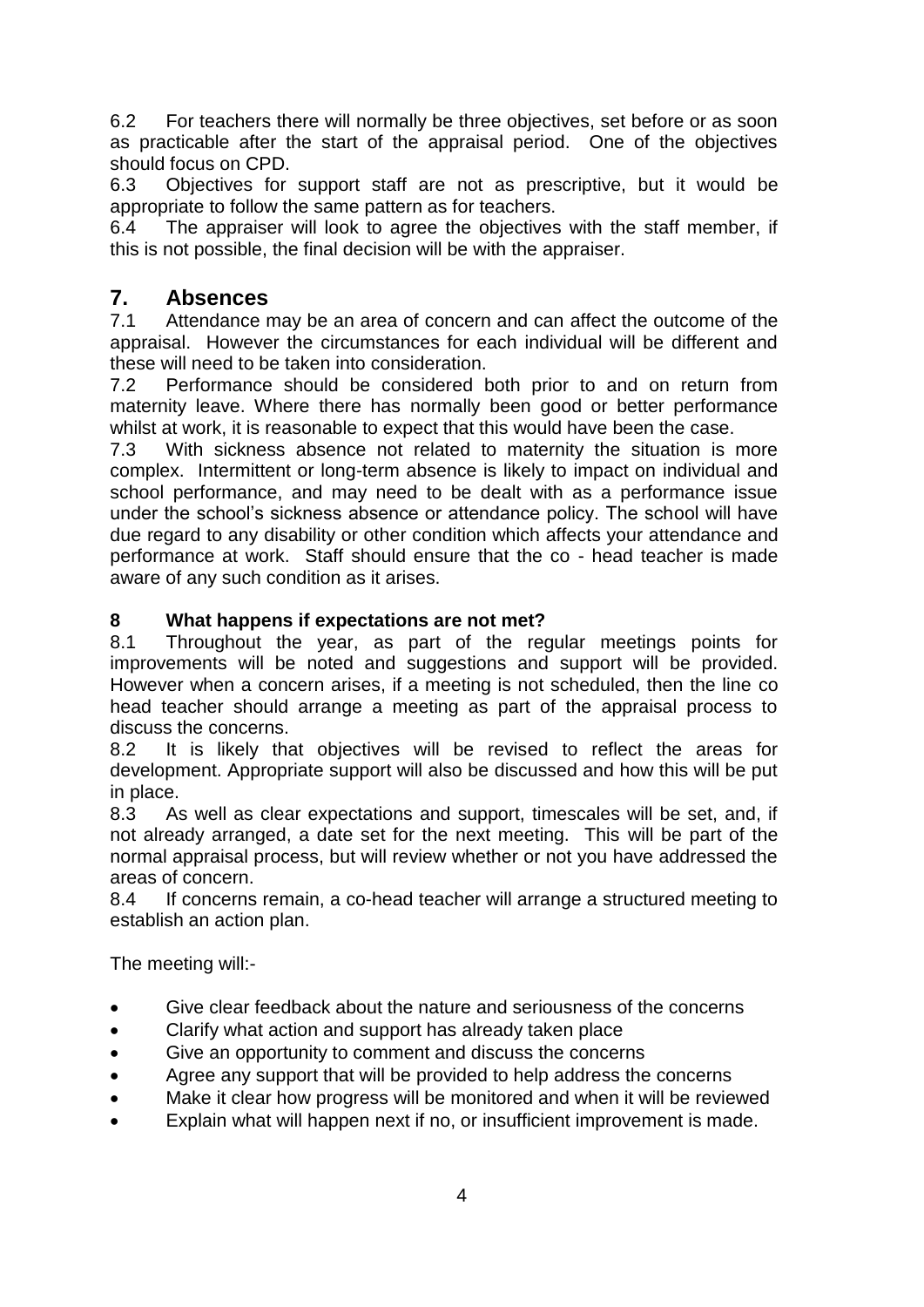6.2 For teachers there will normally be three objectives, set before or as soon as practicable after the start of the appraisal period. One of the objectives should focus on CPD.

6.3 Objectives for support staff are not as prescriptive, but it would be appropriate to follow the same pattern as for teachers.

6.4 The appraiser will look to agree the objectives with the staff member, if this is not possible, the final decision will be with the appraiser.

## 7. Absences

7.1 Attendance may be an area of concern and can affect the outcome of the appraisal. However the circumstances for each individual will be different and these will need to be taken into consideration.

7.2 Performance should be considered both prior to and on return from maternity leave. Where there has normally been good or better performance whilst at work, it is reasonable to expect that this would have been the case.

7.3 With sickness absence not related to maternity the situation is more complex. Intermittent or long-term absence is likely to impact on individual and school performance, and may need to be dealt with as a performance issue under the school's sickness absence or attendance policy. The school will have due regard to any disability or other condition which affects your attendance and performance at work. Staff should ensure that the co - head teacher is made aware of any such condition as it arises.

### 8 What happens if expectations are not met?

8.1 Throughout the year, as part of the regular meetings points for improvements will be noted and suggestions and support will be provided. However when a concern arises, if a meeting is not scheduled, then the line co head teacher should arrange a meeting as part of the appraisal process to discuss the concerns.

8.2 It is likely that objectives will be revised to reflect the areas for development. Appropriate support will also be discussed and how this will be put in place.

8.3 As well as clear expectations and support, timescales will be set, and, if not already arranged, a date set for the next meeting. This will be part of the normal appraisal process, but will review whether or not you have addressed the areas of concern.

8.4 If concerns remain, a co-head teacher will arrange a structured meeting to establish an action plan.

The meeting will:-

- Give clear feedback about the nature and seriousness of the concerns
- Clarify what action and support has already taken place
- Give an opportunity to comment and discuss the concerns
- Agree any support that will be provided to help address the concerns
- Make it clear how progress will be monitored and when it will be reviewed
- Explain what will happen next if no, or insufficient improvement is made.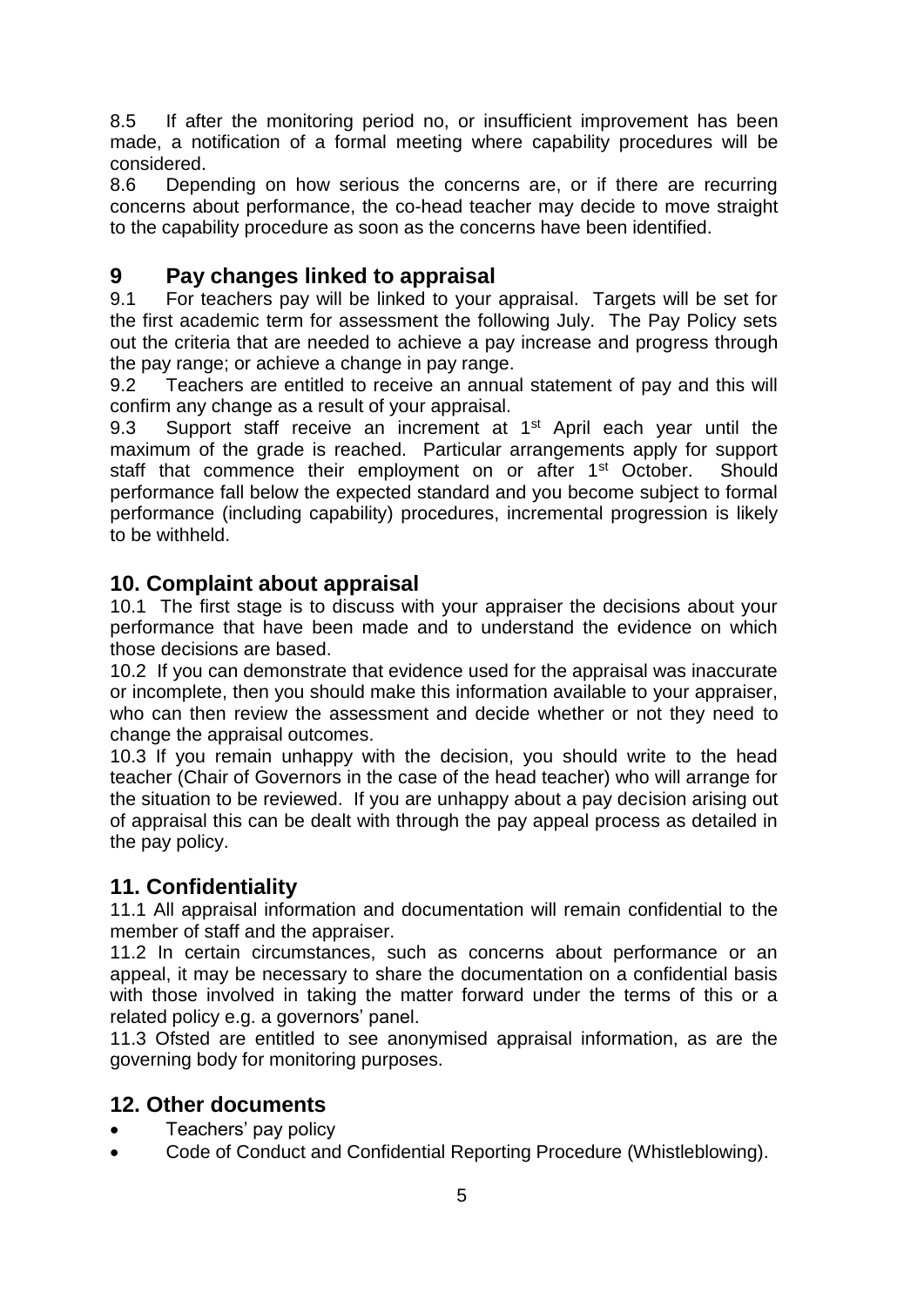8.5 If after the monitoring period no, or insufficient improvement has been made, a notification of a formal meeting where capability procedures will be considered.

8.6 Depending on how serious the concerns are, or if there are recurring concerns about performance, the co-head teacher may decide to move straight to the capability procedure as soon as the concerns have been identified.

## 9 Pay changes linked to appraisal

9.1 For teachers pay will be linked to your appraisal. Targets will be set for the first academic term for assessment the following July. The Pay Policy sets out the criteria that are needed to achieve a pay increase and progress through the pay range; or achieve a change in pay range.

9.2 Teachers are entitled to receive an annual statement of pay and this will confirm any change as a result of your appraisal.

9.3 Support staff receive an increment at 1st April each year until the maximum of the grade is reached. Particular arrangements apply for support staff that commence their employment on or after 1st October. Should performance fall below the expected standard and you become subject to formal performance (including capability) procedures, incremental progression is likely to be withheld.

## 10. Complaint about appraisal

10.1 The first stage is to discuss with your appraiser the decisions about your performance that have been made and to understand the evidence on which those decisions are based.

10.2 If you can demonstrate that evidence used for the appraisal was inaccurate or incomplete, then you should make this information available to your appraiser, who can then review the assessment and decide whether or not they need to change the appraisal outcomes.

10.3 If you remain unhappy with the decision, you should write to the head teacher (Chair of Governors in the case of the head teacher) who will arrange for the situation to be reviewed. If you are unhappy about a pay decision arising out of appraisal this can be dealt with through the pay appeal process as detailed in the pay policy.

## 11. Confidentiality

11.1 All appraisal information and documentation will remain confidential to the member of staff and the appraiser.

11.2 In certain circumstances, such as concerns about performance or an appeal, it may be necessary to share the documentation on a confidential basis with those involved in taking the matter forward under the terms of this or a related policy e.g. a governors' panel.

11.3 Ofsted are entitled to see anonymised appraisal information, as are the governing body for monitoring purposes.

## 12. Other documents

- Teachers' pay policy
- Code of Conduct and Confidential Reporting Procedure (Whistleblowing).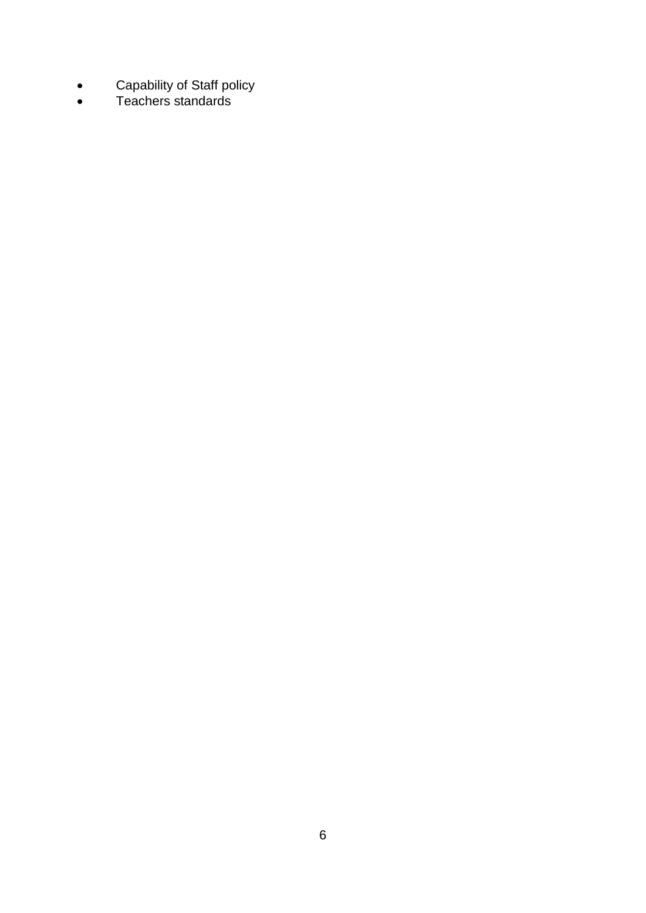- Capability of Staff policy
- Teachers standards